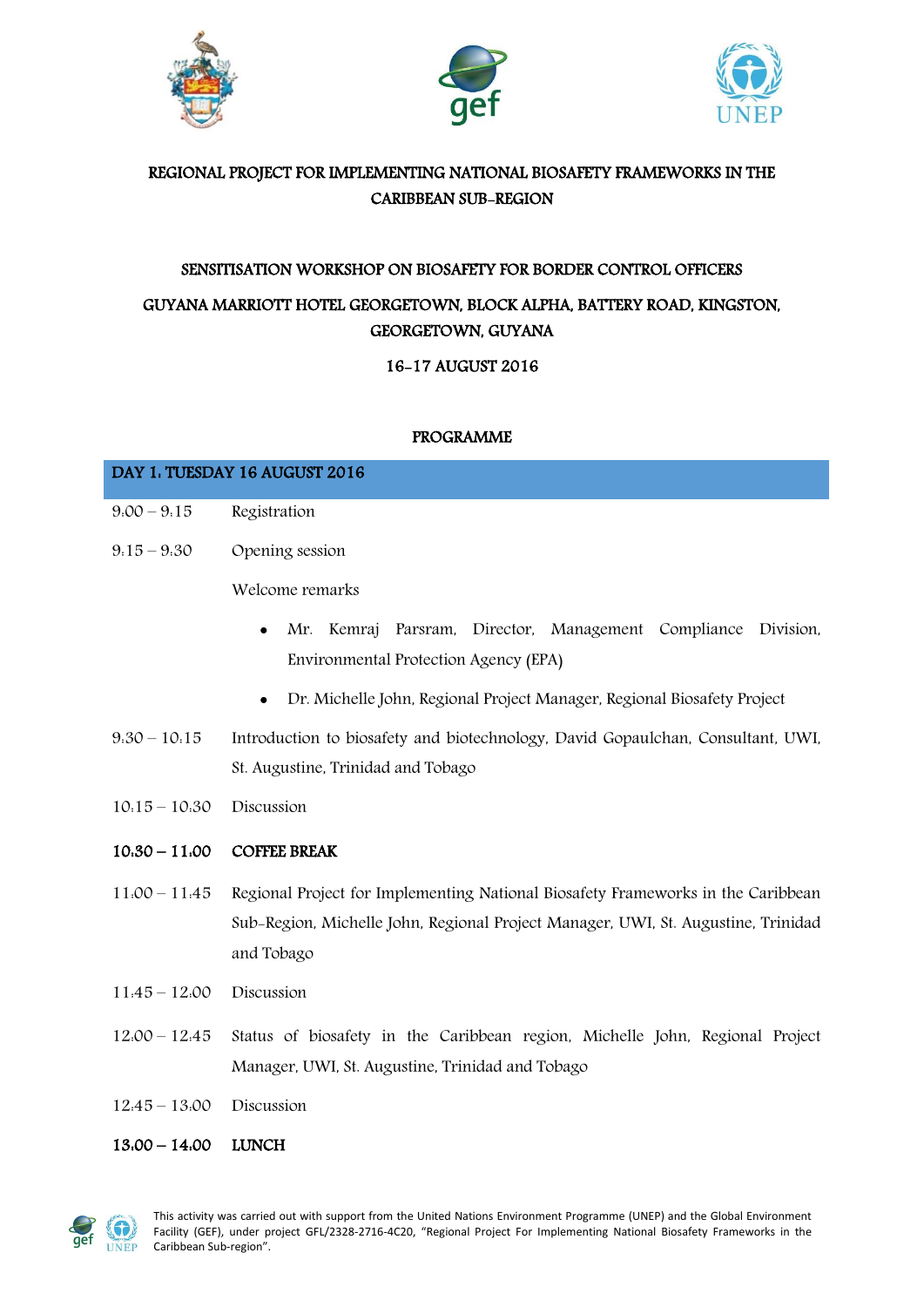# REGIONAL PROJECT FOR IMPLEMENTING NATIONAL BIOSAFETY FRAMEWORKS IN THE CARIBBEAN SUB-REGION

## SENSITISATION WORKSHOP ON BIOSAFETY FOR BORDER CONTROL OFFICERS

## GUYANA MARRIOTT HOTEL GEORGETOWN, BLOCK ALPHA, BATTERY ROAD, KINGSTON, GEORGETOWN, GUYANA

## 16-17 AUGUST 2016

### PROGRAMME

| DAY 1: TUESDAY 16 AUGUST 2016 | |
|---|---|
| 9:00 – 9:15 | Registration |
| 9:15 – 9:30 | Opening session<br>Welcome remarks<br>• Mr. Kemraj Parsram, Director, Management Compliance Division, Environmental Protection Agency (EPA)<br>• Dr. Michelle John, Regional Project Manager, Regional Biosafety Project |
| 9:30 – 10:15 | Introduction to biosafety and biotechnology, David Gopaulchan, Consultant, UWI, St. Augustine, Trinidad and Tobago |
| 10:15 – 10:30 | Discussion |
| **10:30 – 11:00** | **COFFEE BREAK** |
| 11:00 – 11:45 | Regional Project for Implementing National Biosafety Frameworks in the Caribbean Sub-Region, Michelle John, Regional Project Manager, UWI, St. Augustine, Trinidad and Tobago |
| 11:45 – 12:00 | Discussion |
| 12:00 – 12:45 | Status of biosafety in the Caribbean region, Michelle John, Regional Project Manager, UWI, St. Augustine, Trinidad and Tobago |
| 12:45 – 13:00 | Discussion |
| **13:00 – 14:00** | **LUNCH** |

This activity was carried out with support from the United Nations Environment Programme (UNEP) and the Global Environment Facility (GEF), under project GFL/2328-2716-4C20, "Regional Project For Implementing National Biosafety Frameworks in the Caribbean Sub-region".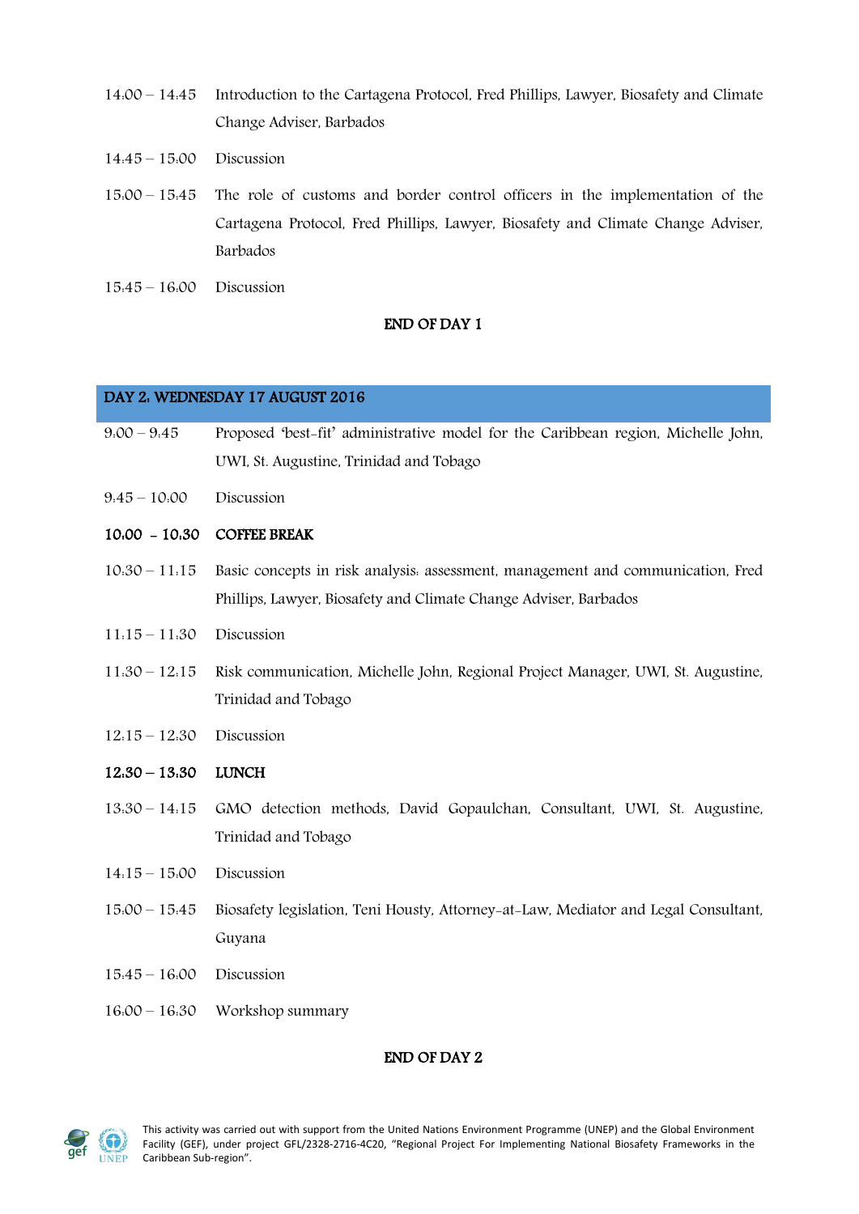14:00 – 14:45 Introduction to the Cartagena Protocol, Fred Phillips, Lawyer, Biosafety and Climate Change Adviser, Barbados

14:45 – 15:00 Discussion

15:00 – 15:45 The role of customs and border control officers in the implementation of the Cartagena Protocol, Fred Phillips, Lawyer, Biosafety and Climate Change Adviser, Barbados

15:45 – 16:00 Discussion

**END OF DAY 1**

## DAY 2: WEDNESDAY 17 AUGUST 2016

9:00 – 9:45 Proposed 'best-fit' administrative model for the Caribbean region, Michelle John, UWI, St. Augustine, Trinidad and Tobago

9:45 – 10:00 Discussion

**10:00 - 10:30 COFFEE BREAK**

10:30 – 11:15 Basic concepts in risk analysis: assessment, management and communication, Fred Phillips, Lawyer, Biosafety and Climate Change Adviser, Barbados

11:15 – 11:30 Discussion

11:30 – 12:15 Risk communication, Michelle John, Regional Project Manager, UWI, St. Augustine, Trinidad and Tobago

12:15 – 12:30 Discussion

**12:30 – 13:30 LUNCH**

13:30 – 14:15 GMO detection methods, David Gopaulchan, Consultant, UWI, St. Augustine, Trinidad and Tobago

14:15 – 15:00 Discussion

15:00 – 15:45 Biosafety legislation, Teni Housty, Attorney-at-Law, Mediator and Legal Consultant, Guyana

15:45 – 16:00 Discussion

16:00 – 16:30 Workshop summary

**END OF DAY 2**

This activity was carried out with support from the United Nations Environment Programme (UNEP) and the Global Environment Facility (GEF), under project GFL/2328-2716-4C20, "Regional Project For Implementing National Biosafety Frameworks in the Caribbean Sub-region".